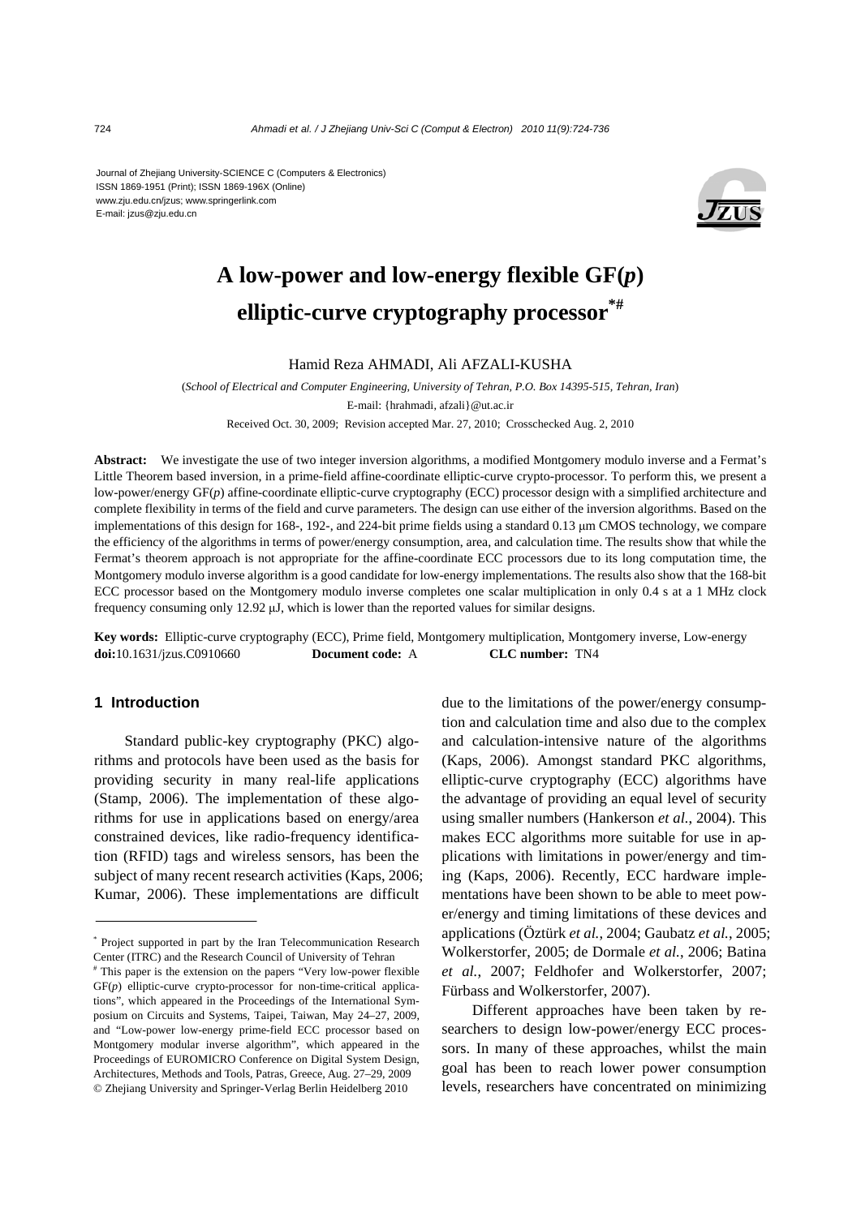Journal of Zhejiang University-SCIENCE C (Computers & Electronics)
ISSN 1869-1951 (Print); ISSN 1869-196X (Online)
www.zju.edu.cn/jzus; www.springerlink.com
E-mail: jzus@zju.edu.cn

# A low-power and low-energy flexible GF(*p*) elliptic-curve cryptography processor*#

Hamid Reza AHMADI, Ali AFZALI-KUSHA

(*School of Electrical and Computer Engineering, University of Tehran, P.O. Box 14395-515, Tehran, Iran*)

E-mail: {hrahmadi, afzali}@ut.ac.ir

Received Oct. 30, 2009; Revision accepted Mar. 27, 2010; Crosschecked Aug. 2, 2010

**Abstract:** We investigate the use of two integer inversion algorithms, a modified Montgomery modulo inverse and a Fermat's Little Theorem based inversion, in a prime-field affine-coordinate elliptic-curve crypto-processor. To perform this, we present a low-power/energy GF(*p*) affine-coordinate elliptic-curve cryptography (ECC) processor design with a simplified architecture and complete flexibility in terms of the field and curve parameters. The design can use either of the inversion algorithms. Based on the implementations of this design for 168-, 192-, and 224-bit prime fields using a standard 0.13 μm CMOS technology, we compare the efficiency of the algorithms in terms of power/energy consumption, area, and calculation time. The results show that while the Fermat's theorem approach is not appropriate for the affine-coordinate ECC processors due to its long computation time, the Montgomery modulo inverse algorithm is a good candidate for low-energy implementations. The results also show that the 168-bit ECC processor based on the Montgomery modulo inverse completes one scalar multiplication in only 0.4 s at a 1 MHz clock frequency consuming only 12.92 μJ, which is lower than the reported values for similar designs.

**Key words:** Elliptic-curve cryptography (ECC), Prime field, Montgomery multiplication, Montgomery inverse, Low-energy
**doi:**10.1631/jzus.C0910660 **Document code:** A **CLC number:** TN4

## 1 Introduction

Standard public-key cryptography (PKC) algorithms and protocols have been used as the basis for providing security in many real-life applications (Stamp, 2006). The implementation of these algorithms for use in applications based on energy/area constrained devices, like radio-frequency identification (RFID) tags and wireless sensors, has been the subject of many recent research activities (Kaps, 2006; Kumar, 2006). These implementations are difficult due to the limitations of the power/energy consumption and calculation time and also due to the complex and calculation-intensive nature of the algorithms (Kaps, 2006). Amongst standard PKC algorithms, elliptic-curve cryptography (ECC) algorithms have the advantage of providing an equal level of security using smaller numbers (Hankerson *et al.*, 2004). This makes ECC algorithms more suitable for use in applications with limitations in power/energy and timing (Kaps, 2006). Recently, ECC hardware implementations have been shown to be able to meet power/energy and timing limitations of these devices and applications (Öztürk *et al.*, 2004; Gaubatz *et al.*, 2005; Wolkerstorfer, 2005; de Dormale *et al.*, 2006; Batina *et al.*, 2007; Feldhofer and Wolkerstorfer, 2007; Fürbass and Wolkerstorfer, 2007).

Different approaches have been taken by researchers to design low-power/energy ECC processors. In many of these approaches, whilst the main goal has been to reach lower power consumption levels, researchers have concentrated on minimizing

---

* Project supported in part by the Iran Telecommunication Research Center (ITRC) and the Research Council of University of Tehran

# This paper is the extension on the papers "Very low-power flexible GF(*p*) elliptic-curve crypto-processor for non-time-critical applications", which appeared in the Proceedings of the International Symposium on Circuits and Systems, Taipei, Taiwan, May 24–27, 2009, and "Low-power low-energy prime-field ECC processor based on Montgomery modular inverse algorithm", which appeared in the Proceedings of EUROMICRO Conference on Digital System Design, Architectures, Methods and Tools, Patras, Greece, Aug. 27–29, 2009

© Zhejiang University and Springer-Verlag Berlin Heidelberg 2010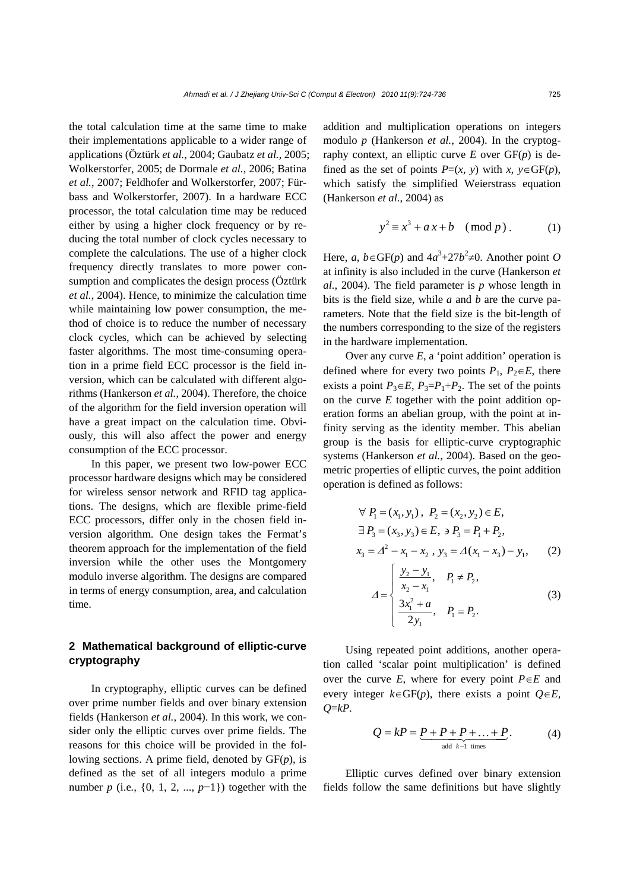the total calculation time at the same time to make their implementations applicable to a wider range of applications (Öztürk *et al.*, 2004; Gaubatz *et al.*, 2005; Wolkerstorfer, 2005; de Dormale *et al.*, 2006; Batina *et al.*, 2007; Feldhofer and Wolkerstorfer, 2007; Fürbass and Wolkerstorfer, 2007). In a hardware ECC processor, the total calculation time may be reduced either by using a higher clock frequency or by reducing the total number of clock cycles necessary to complete the calculations. The use of a higher clock frequency directly translates to more power consumption and complicates the design process (Öztürk *et al.*, 2004). Hence, to minimize the calculation time while maintaining low power consumption, the method of choice is to reduce the number of necessary clock cycles, which can be achieved by selecting faster algorithms. The most time-consuming operation in a prime field ECC processor is the field inversion, which can be calculated with different algorithms (Hankerson *et al.*, 2004). Therefore, the choice of the algorithm for the field inversion operation will have a great impact on the calculation time. Obviously, this will also affect the power and energy consumption of the ECC processor.

In this paper, we present two low-power ECC processor hardware designs which may be considered for wireless sensor network and RFID tag applications. The designs, which are flexible prime-field ECC processors, differ only in the chosen field inversion algorithm. One design takes the Fermat's theorem approach for the implementation of the field inversion while the other uses the Montgomery modulo inverse algorithm. The designs are compared in terms of energy consumption, area, and calculation time.

## 2 Mathematical background of elliptic-curve cryptography

In cryptography, elliptic curves can be defined over prime number fields and over binary extension fields (Hankerson *et al.*, 2004). In this work, we consider only the elliptic curves over prime fields. The reasons for this choice will be provided in the following sections. A prime field, denoted by GF($p$), is defined as the set of all integers modulo a prime number $p$ (i.e., $\{0, 1, 2, ..., p-1\}$) together with the addition and multiplication operations on integers modulo $p$ (Hankerson *et al.*, 2004). In the cryptography context, an elliptic curve $E$ over GF($p$) is defined as the set of points $P=(x, y)$ with $x, y\in$GF($p$), which satisfy the simplified Weierstrass equation (Hankerson *et al.*, 2004) as

$$y^2 \equiv x^3 + ax + b \pmod{p}. \tag{1}$$

Here, $a, b\in$GF($p$) and $4a^3+27b^2\neq 0$. Another point $O$ at infinity is also included in the curve (Hankerson *et al.*, 2004). The field parameter is $p$ whose length in bits is the field size, while $a$ and $b$ are the curve parameters. Note that the field size is the bit-length of the numbers corresponding to the size of the registers in the hardware implementation.

Over any curve $E$, a 'point addition' operation is defined where for every two points $P_1$, $P_2\in E$, there exists a point $P_3\in E$, $P_3=P_1+P_2$. The set of the points on the curve $E$ together with the point addition operation forms an abelian group, with the point at infinity serving as the identity member. This abelian group is the basis for elliptic-curve cryptographic systems (Hankerson *et al.*, 2004). Based on the geometric properties of elliptic curves, the point addition operation is defined as follows:

$$\begin{aligned} &\forall\, P_1 = (x_1, y_1),\ P_2 = (x_2, y_2) \in E, \\ &\exists\, P_3 = (x_3, y_3) \in E,\ \ni P_3 = P_1 + P_2, \\ &x_3 = \Delta^2 - x_1 - x_2,\ y_3 = \Delta(x_1 - x_3) - y_1, \end{aligned} \tag{2}$$

$$\Delta = \begin{cases} \dfrac{y_2 - y_1}{x_2 - x_1}, & P_1 \neq P_2, \\[2ex] \dfrac{3x_1^2 + a}{2y_1}, & P_1 = P_2. \end{cases} \tag{3}$$

Using repeated point additions, another operation called 'scalar point multiplication' is defined over the curve $E$, where for every point $P\in E$ and every integer $k\in$GF($p$), there exists a point $Q\in E$, $Q=kP$.

$$Q = kP = \underbrace{P + P + P + \ldots + P}_{\text{add } k-1 \text{ times}}. \tag{4}$$

Elliptic curves defined over binary extension fields follow the same definitions but have slightly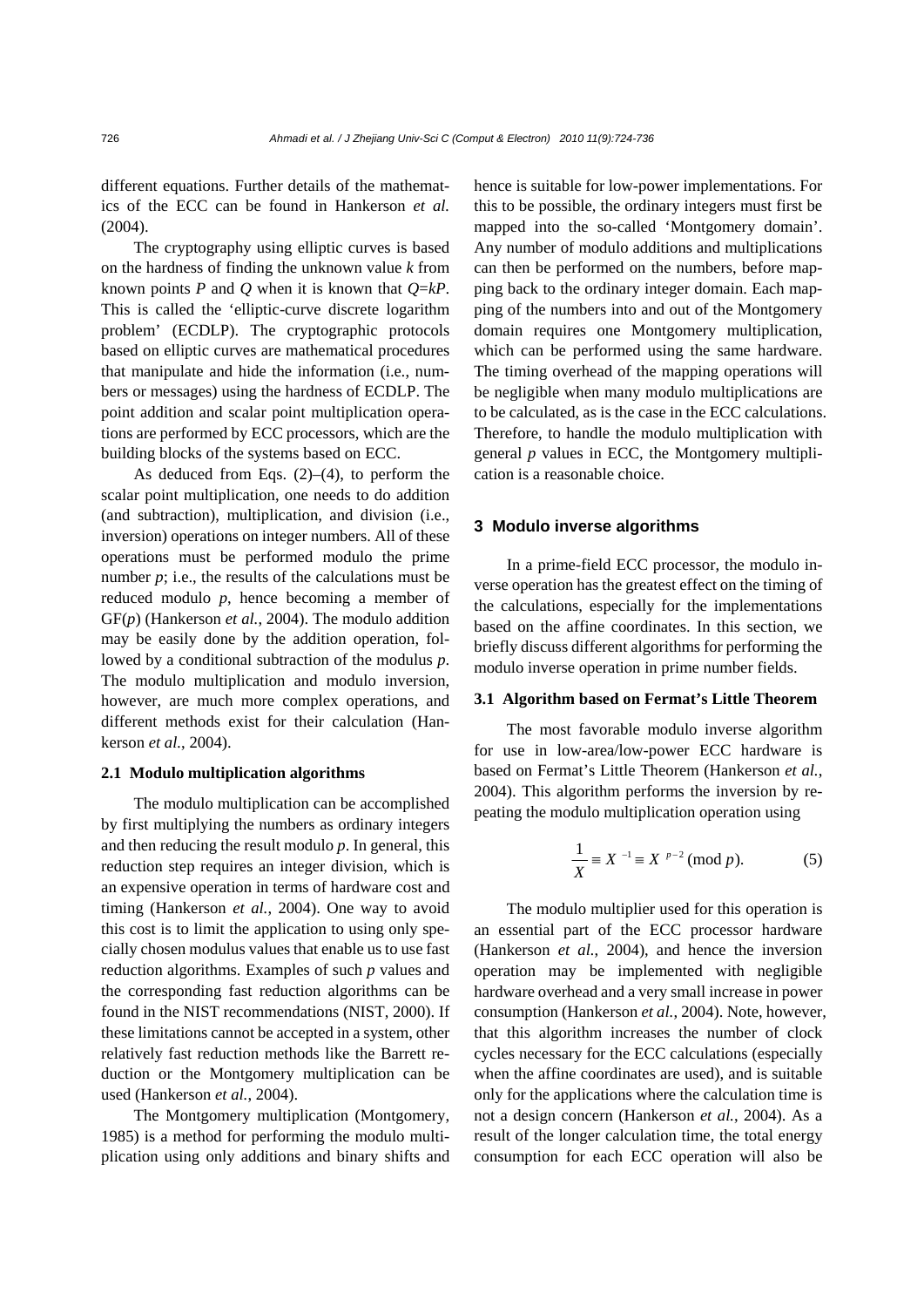different equations. Further details of the mathematics of the ECC can be found in Hankerson *et al.* (2004).

The cryptography using elliptic curves is based on the hardness of finding the unknown value $k$ from known points $P$ and $Q$ when it is known that $Q=kP$. This is called the 'elliptic-curve discrete logarithm problem' (ECDLP). The cryptographic protocols based on elliptic curves are mathematical procedures that manipulate and hide the information (i.e., numbers or messages) using the hardness of ECDLP. The point addition and scalar point multiplication operations are performed by ECC processors, which are the building blocks of the systems based on ECC.

As deduced from Eqs. (2)–(4), to perform the scalar point multiplication, one needs to do addition (and subtraction), multiplication, and division (i.e., inversion) operations on integer numbers. All of these operations must be performed modulo the prime number $p$; i.e., the results of the calculations must be reduced modulo $p$, hence becoming a member of GF($p$) (Hankerson *et al.*, 2004). The modulo addition may be easily done by the addition operation, followed by a conditional subtraction of the modulus $p$. The modulo multiplication and modulo inversion, however, are much more complex operations, and different methods exist for their calculation (Hankerson *et al.*, 2004).

### 2.1 Modulo multiplication algorithms

The modulo multiplication can be accomplished by first multiplying the numbers as ordinary integers and then reducing the result modulo $p$. In general, this reduction step requires an integer division, which is an expensive operation in terms of hardware cost and timing (Hankerson *et al.*, 2004). One way to avoid this cost is to limit the application to using only specially chosen modulus values that enable us to use fast reduction algorithms. Examples of such $p$ values and the corresponding fast reduction algorithms can be found in the NIST recommendations (NIST, 2000). If these limitations cannot be accepted in a system, other relatively fast reduction methods like the Barrett reduction or the Montgomery multiplication can be used (Hankerson *et al.*, 2004).

The Montgomery multiplication (Montgomery, 1985) is a method for performing the modulo multiplication using only additions and binary shifts and hence is suitable for low-power implementations. For this to be possible, the ordinary integers must first be mapped into the so-called 'Montgomery domain'. Any number of modulo additions and multiplications can then be performed on the numbers, before mapping back to the ordinary integer domain. Each mapping of the numbers into and out of the Montgomery domain requires one Montgomery multiplication, which can be performed using the same hardware. The timing overhead of the mapping operations will be negligible when many modulo multiplications are to be calculated, as is the case in the ECC calculations. Therefore, to handle the modulo multiplication with general $p$ values in ECC, the Montgomery multiplication is a reasonable choice.

## 3 Modulo inverse algorithms

In a prime-field ECC processor, the modulo inverse operation has the greatest effect on the timing of the calculations, especially for the implementations based on the affine coordinates. In this section, we briefly discuss different algorithms for performing the modulo inverse operation in prime number fields.

### 3.1 Algorithm based on Fermat's Little Theorem

The most favorable modulo inverse algorithm for use in low-area/low-power ECC hardware is based on Fermat's Little Theorem (Hankerson *et al.*, 2004). This algorithm performs the inversion by repeating the modulo multiplication operation using

$$\frac{1}{X} \equiv X^{-1} \equiv X^{p-2} \pmod{p}. \tag{5}$$

The modulo multiplier used for this operation is an essential part of the ECC processor hardware (Hankerson *et al.*, 2004), and hence the inversion operation may be implemented with negligible hardware overhead and a very small increase in power consumption (Hankerson *et al.*, 2004). Note, however, that this algorithm increases the number of clock cycles necessary for the ECC calculations (especially when the affine coordinates are used), and is suitable only for the applications where the calculation time is not a design concern (Hankerson *et al.*, 2004). As a result of the longer calculation time, the total energy consumption for each ECC operation will also be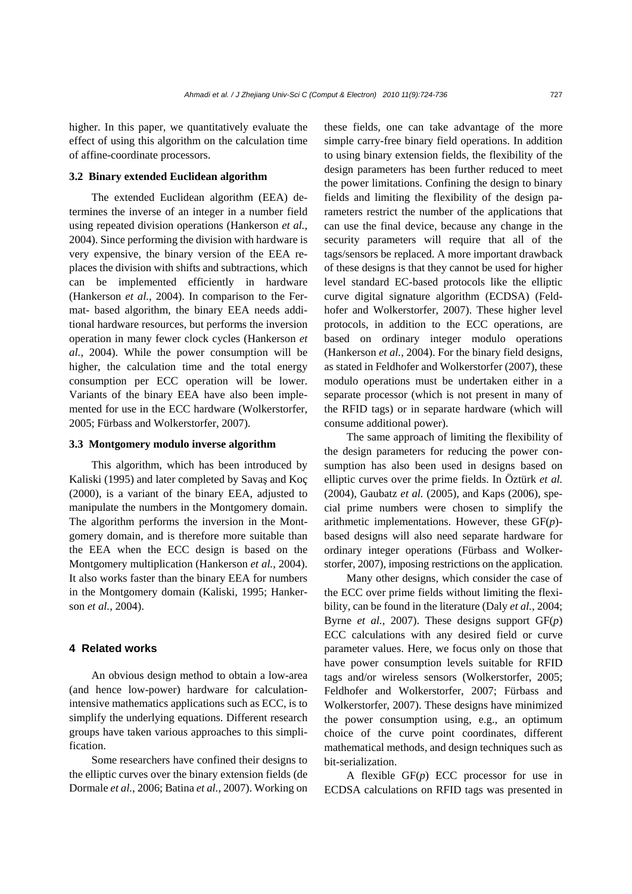higher. In this paper, we quantitatively evaluate the effect of using this algorithm on the calculation time of affine-coordinate processors.

### 3.2 Binary extended Euclidean algorithm

The extended Euclidean algorithm (EEA) determines the inverse of an integer in a number field using repeated division operations (Hankerson *et al.*, 2004). Since performing the division with hardware is very expensive, the binary version of the EEA replaces the division with shifts and subtractions, which can be implemented efficiently in hardware (Hankerson *et al.*, 2004). In comparison to the Fermat- based algorithm, the binary EEA needs additional hardware resources, but performs the inversion operation in many fewer clock cycles (Hankerson *et al.*, 2004). While the power consumption will be higher, the calculation time and the total energy consumption per ECC operation will be lower. Variants of the binary EEA have also been implemented for use in the ECC hardware (Wolkerstorfer, 2005; Fürbass and Wolkerstorfer, 2007).

### 3.3 Montgomery modulo inverse algorithm

This algorithm, which has been introduced by Kaliski (1995) and later completed by Savaş and Koç (2000), is a variant of the binary EEA, adjusted to manipulate the numbers in the Montgomery domain. The algorithm performs the inversion in the Montgomery domain, and is therefore more suitable than the EEA when the ECC design is based on the Montgomery multiplication (Hankerson *et al.*, 2004). It also works faster than the binary EEA for numbers in the Montgomery domain (Kaliski, 1995; Hankerson *et al.*, 2004).

## 4 Related works

An obvious design method to obtain a low-area (and hence low-power) hardware for calculation-intensive mathematics applications such as ECC, is to simplify the underlying equations. Different research groups have taken various approaches to this simplification.

Some researchers have confined their designs to the elliptic curves over the binary extension fields (de Dormale *et al.*, 2006; Batina *et al.*, 2007). Working on these fields, one can take advantage of the more simple carry-free binary field operations. In addition to using binary extension fields, the flexibility of the design parameters has been further reduced to meet the power limitations. Confining the design to binary fields and limiting the flexibility of the design parameters restrict the number of the applications that can use the final device, because any change in the security parameters will require that all of the tags/sensors be replaced. A more important drawback of these designs is that they cannot be used for higher level standard EC-based protocols like the elliptic curve digital signature algorithm (ECDSA) (Feldhofer and Wolkerstorfer, 2007). These higher level protocols, in addition to the ECC operations, are based on ordinary integer modulo operations (Hankerson *et al.*, 2004). For the binary field designs, as stated in Feldhofer and Wolkerstorfer (2007), these modulo operations must be undertaken either in a separate processor (which is not present in many of the RFID tags) or in separate hardware (which will consume additional power).

The same approach of limiting the flexibility of the design parameters for reducing the power consumption has also been used in designs based on elliptic curves over the prime fields. In Öztürk *et al.* (2004), Gaubatz *et al.* (2005), and Kaps (2006), special prime numbers were chosen to simplify the arithmetic implementations. However, these GF($p$)-based designs will also need separate hardware for ordinary integer operations (Fürbass and Wolkerstorfer, 2007), imposing restrictions on the application.

Many other designs, which consider the case of the ECC over prime fields without limiting the flexibility, can be found in the literature (Daly *et al.*, 2004; Byrne *et al.*, 2007). These designs support GF($p$) ECC calculations with any desired field or curve parameter values. Here, we focus only on those that have power consumption levels suitable for RFID tags and/or wireless sensors (Wolkerstorfer, 2005; Feldhofer and Wolkerstorfer, 2007; Fürbass and Wolkerstorfer, 2007). These designs have minimized the power consumption using, e.g., an optimum choice of the curve point coordinates, different mathematical methods, and design techniques such as bit-serialization.

A flexible GF($p$) ECC processor for use in ECDSA calculations on RFID tags was presented in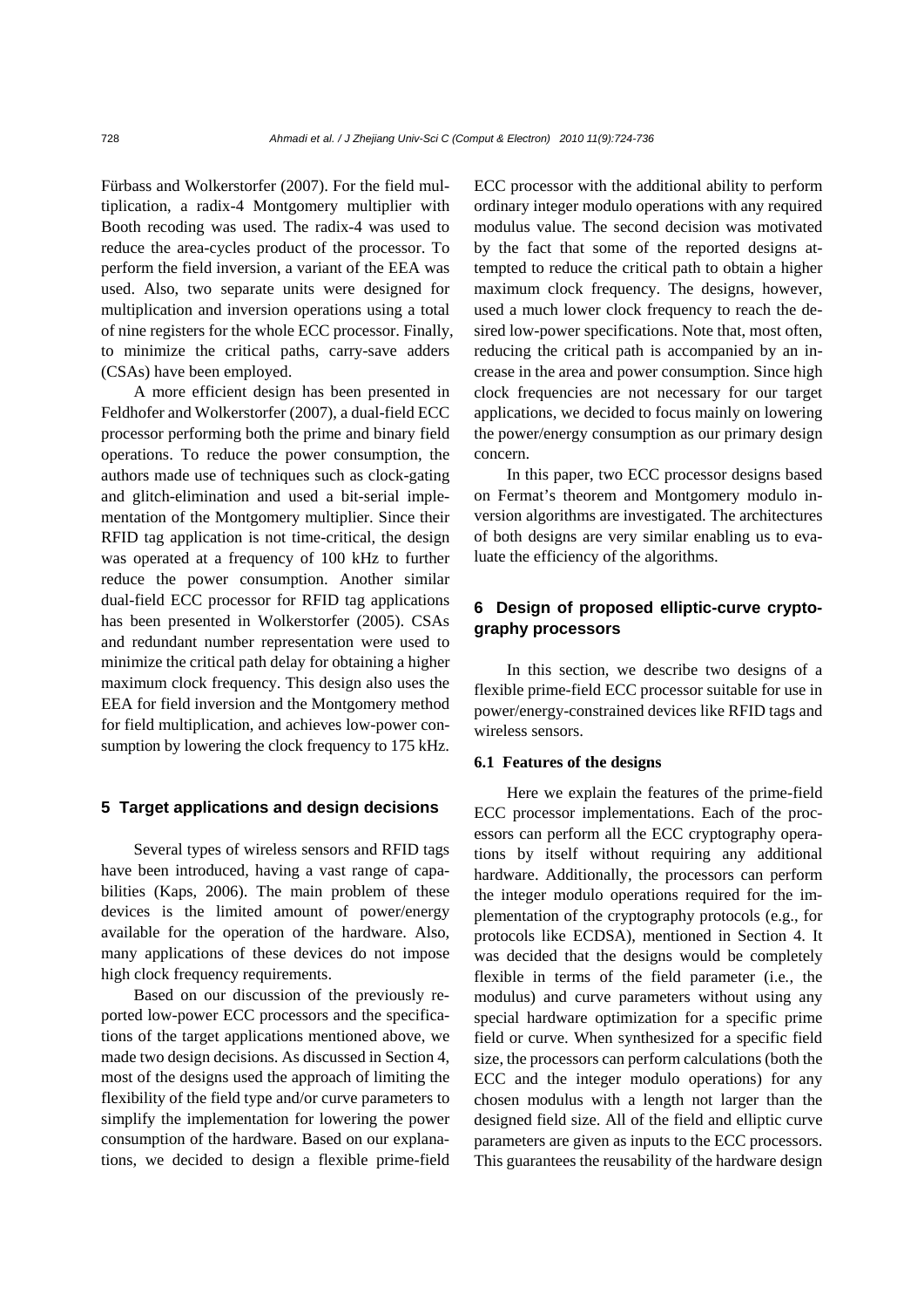Fürbass and Wolkerstorfer (2007). For the field multiplication, a radix-4 Montgomery multiplier with Booth recoding was used. The radix-4 was used to reduce the area-cycles product of the processor. To perform the field inversion, a variant of the EEA was used. Also, two separate units were designed for multiplication and inversion operations using a total of nine registers for the whole ECC processor. Finally, to minimize the critical paths, carry-save adders (CSAs) have been employed.

A more efficient design has been presented in Feldhofer and Wolkerstorfer (2007), a dual-field ECC processor performing both the prime and binary field operations. To reduce the power consumption, the authors made use of techniques such as clock-gating and glitch-elimination and used a bit-serial implementation of the Montgomery multiplier. Since their RFID tag application is not time-critical, the design was operated at a frequency of 100 kHz to further reduce the power consumption. Another similar dual-field ECC processor for RFID tag applications has been presented in Wolkerstorfer (2005). CSAs and redundant number representation were used to minimize the critical path delay for obtaining a higher maximum clock frequency. This design also uses the EEA for field inversion and the Montgomery method for field multiplication, and achieves low-power consumption by lowering the clock frequency to 175 kHz.

## 5 Target applications and design decisions

Several types of wireless sensors and RFID tags have been introduced, having a vast range of capabilities (Kaps, 2006). The main problem of these devices is the limited amount of power/energy available for the operation of the hardware. Also, many applications of these devices do not impose high clock frequency requirements.

Based on our discussion of the previously reported low-power ECC processors and the specifications of the target applications mentioned above, we made two design decisions. As discussed in Section 4, most of the designs used the approach of limiting the flexibility of the field type and/or curve parameters to simplify the implementation for lowering the power consumption of the hardware. Based on our explanations, we decided to design a flexible prime-field ECC processor with the additional ability to perform ordinary integer modulo operations with any required modulus value. The second decision was motivated by the fact that some of the reported designs attempted to reduce the critical path to obtain a higher maximum clock frequency. The designs, however, used a much lower clock frequency to reach the desired low-power specifications. Note that, most often, reducing the critical path is accompanied by an increase in the area and power consumption. Since high clock frequencies are not necessary for our target applications, we decided to focus mainly on lowering the power/energy consumption as our primary design concern.

In this paper, two ECC processor designs based on Fermat's theorem and Montgomery modulo inversion algorithms are investigated. The architectures of both designs are very similar enabling us to evaluate the efficiency of the algorithms.

## 6 Design of proposed elliptic-curve cryptography processors

In this section, we describe two designs of a flexible prime-field ECC processor suitable for use in power/energy-constrained devices like RFID tags and wireless sensors.

### 6.1 Features of the designs

Here we explain the features of the prime-field ECC processor implementations. Each of the processors can perform all the ECC cryptography operations by itself without requiring any additional hardware. Additionally, the processors can perform the integer modulo operations required for the implementation of the cryptography protocols (e.g., for protocols like ECDSA), mentioned in Section 4. It was decided that the designs would be completely flexible in terms of the field parameter (i.e., the modulus) and curve parameters without using any special hardware optimization for a specific prime field or curve. When synthesized for a specific field size, the processors can perform calculations (both the ECC and the integer modulo operations) for any chosen modulus with a length not larger than the designed field size. All of the field and elliptic curve parameters are given as inputs to the ECC processors. This guarantees the reusability of the hardware design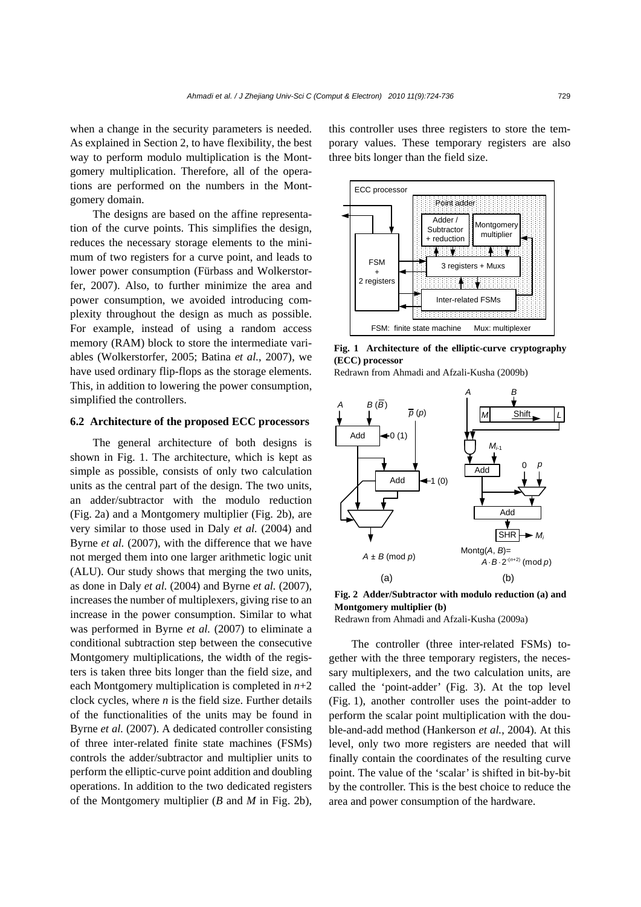when a change in the security parameters is needed. As explained in Section 2, to have flexibility, the best way to perform modulo multiplication is the Montgomery multiplication. Therefore, all of the operations are performed on the numbers in the Montgomery domain.

The designs are based on the affine representation of the curve points. This simplifies the design, reduces the necessary storage elements to the minimum of two registers for a curve point, and leads to lower power consumption (Fürbass and Wolkerstorfer, 2007). Also, to further minimize the area and power consumption, we avoided introducing complexity throughout the design as much as possible. For example, instead of using a random access memory (RAM) block to store the intermediate variables (Wolkerstorfer, 2005; Batina *et al.*, 2007), we have used ordinary flip-flops as the storage elements. This, in addition to lowering the power consumption, simplified the controllers.

### 6.2 Architecture of the proposed ECC processors

The general architecture of both designs is shown in Fig. 1. The architecture, which is kept as simple as possible, consists of only two calculation units as the central part of the design. The two units, an adder/subtractor with the modulo reduction (Fig. 2a) and a Montgomery multiplier (Fig. 2b), are very similar to those used in Daly *et al.* (2004) and Byrne *et al.* (2007), with the difference that we have not merged them into one larger arithmetic logic unit (ALU). Our study shows that merging the two units, as done in Daly *et al.* (2004) and Byrne *et al.* (2007), increases the number of multiplexers, giving rise to an increase in the power consumption. Similar to what was performed in Byrne *et al.* (2007) to eliminate a conditional subtraction step between the consecutive Montgomery multiplications, the width of the registers is taken three bits longer than the field size, and each Montgomery multiplication is completed in $n$+2 clock cycles, where $n$ is the field size. Further details of the functionalities of the units may be found in Byrne *et al.* (2007). A dedicated controller consisting of three inter-related finite state machines (FSMs) controls the adder/subtractor and multiplier units to perform the elliptic-curve point addition and doubling operations. In addition to the two dedicated registers of the Montgomery multiplier ($B$ and $M$ in Fig. 2b), this controller uses three registers to store the temporary values. These temporary registers are also three bits longer than the field size.

**Fig. 1 Architecture of the elliptic-curve cryptography (ECC) processor**

Redrawn from Ahmadi and Afzali-Kusha (2009b)

**Fig. 2 Adder/Subtractor with modulo reduction (a) and Montgomery multiplier (b)**

Redrawn from Ahmadi and Afzali-Kusha (2009a)

The controller (three inter-related FSMs) together with the three temporary registers, the necessary multiplexers, and the two calculation units, are called the 'point-adder' (Fig. 3). At the top level (Fig. 1), another controller uses the point-adder to perform the scalar point multiplication with the double-and-add method (Hankerson *et al.*, 2004). At this level, only two more registers are needed that will finally contain the coordinates of the resulting curve point. The value of the 'scalar' is shifted in bit-by-bit by the controller. This is the best choice to reduce the area and power consumption of the hardware.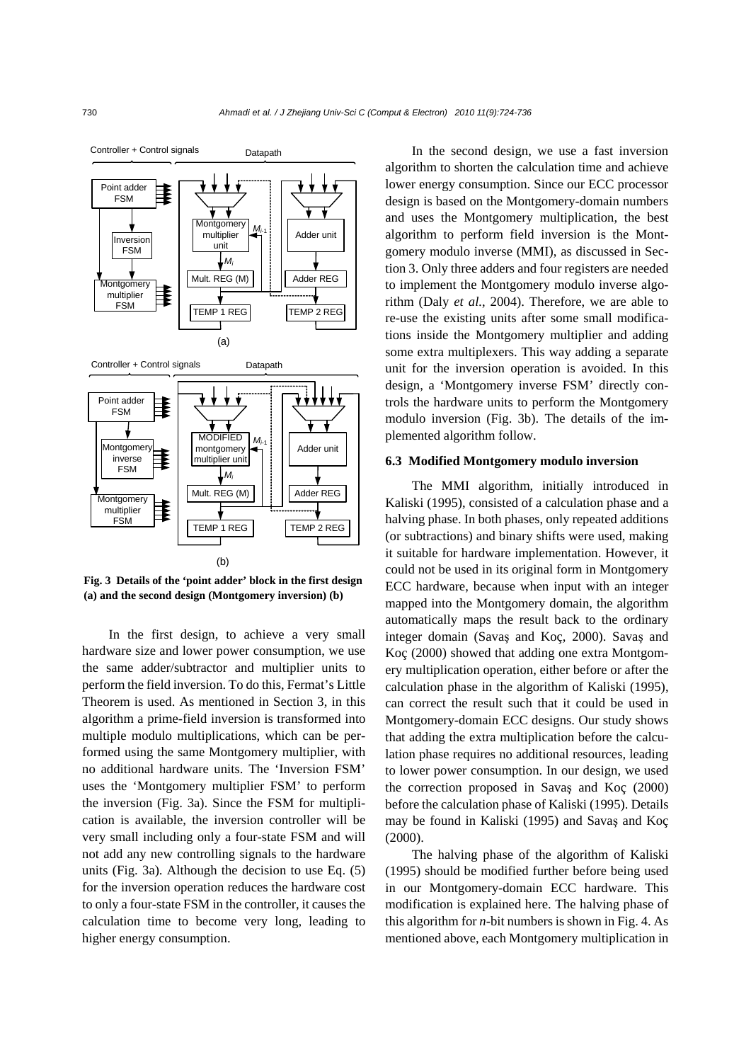Fig. 3 Details of the 'point adder' block in the first design (a) and the second design (Montgomery inversion) (b)

In the first design, to achieve a very small hardware size and lower power consumption, we use the same adder/subtractor and multiplier units to perform the field inversion. To do this, Fermat's Little Theorem is used. As mentioned in Section 3, in this algorithm a prime-field inversion is transformed into multiple modulo multiplications, which can be performed using the same Montgomery multiplier, with no additional hardware units. The 'Inversion FSM' uses the 'Montgomery multiplier FSM' to perform the inversion (Fig. 3a). Since the FSM for multiplication is available, the inversion controller will be very small including only a four-state FSM and will not add any new controlling signals to the hardware units (Fig. 3a). Although the decision to use Eq. (5) for the inversion operation reduces the hardware cost to only a four-state FSM in the controller, it causes the calculation time to become very long, leading to higher energy consumption.

In the second design, we use a fast inversion algorithm to shorten the calculation time and achieve lower energy consumption. Since our ECC processor design is based on the Montgomery-domain numbers and uses the Montgomery multiplication, the best algorithm to perform field inversion is the Montgomery modulo inverse (MMI), as discussed in Section 3. Only three adders and four registers are needed to implement the Montgomery modulo inverse algorithm (Daly *et al.*, 2004). Therefore, we are able to re-use the existing units after some small modifications inside the Montgomery multiplier and adding some extra multiplexers. This way adding a separate unit for the inversion operation is avoided. In this design, a 'Montgomery inverse FSM' directly controls the hardware units to perform the Montgomery modulo inversion (Fig. 3b). The details of the implemented algorithm follow.

### 6.3 Modified Montgomery modulo inversion

The MMI algorithm, initially introduced in Kaliski (1995), consisted of a calculation phase and a halving phase. In both phases, only repeated additions (or subtractions) and binary shifts were used, making it suitable for hardware implementation. However, it could not be used in its original form in Montgomery ECC hardware, because when input with an integer mapped into the Montgomery domain, the algorithm automatically maps the result back to the ordinary integer domain (Savaş and Koç, 2000). Savaş and Koç (2000) showed that adding one extra Montgomery multiplication operation, either before or after the calculation phase in the algorithm of Kaliski (1995), can correct the result such that it could be used in Montgomery-domain ECC designs. Our study shows that adding the extra multiplication before the calculation phase requires no additional resources, leading to lower power consumption. In our design, we used the correction proposed in Savaş and Koç (2000) before the calculation phase of Kaliski (1995). Details may be found in Kaliski (1995) and Savaş and Koç (2000).

The halving phase of the algorithm of Kaliski (1995) should be modified further before being used in our Montgomery-domain ECC hardware. This modification is explained here. The halving phase of this algorithm for $n$-bit numbers is shown in Fig. 4. As mentioned above, each Montgomery multiplication in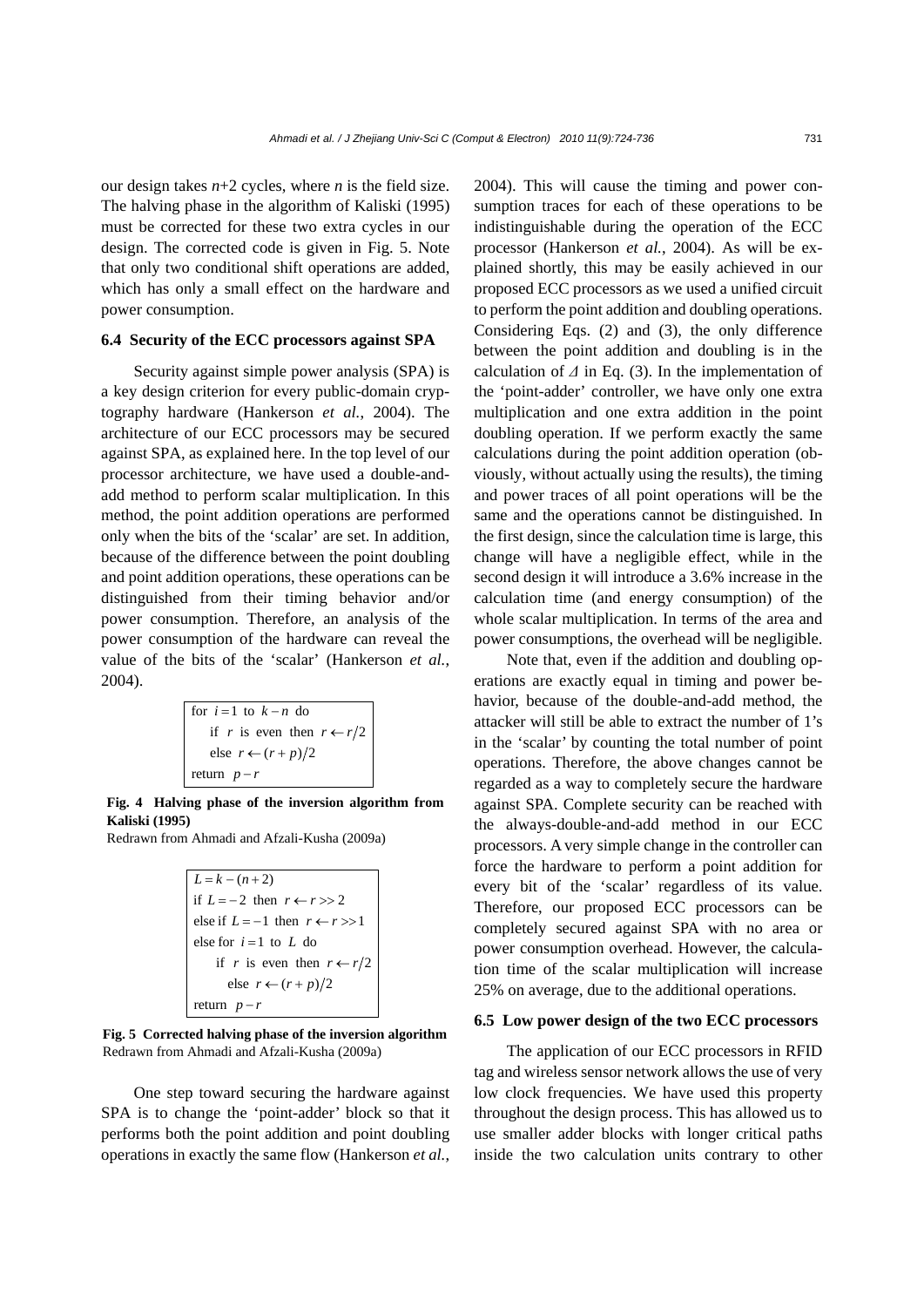our design takes $n$+2 cycles, where $n$ is the field size. The halving phase in the algorithm of Kaliski (1995) must be corrected for these two extra cycles in our design. The corrected code is given in Fig. 5. Note that only two conditional shift operations are added, which has only a small effect on the hardware and power consumption.

### 6.4 Security of the ECC processors against SPA

Security against simple power analysis (SPA) is a key design criterion for every public-domain cryptography hardware (Hankerson *et al.*, 2004). The architecture of our ECC processors may be secured against SPA, as explained here. In the top level of our processor architecture, we have used a double-and-add method to perform scalar multiplication. In this method, the point addition operations are performed only when the bits of the 'scalar' are set. In addition, because of the difference between the point doubling and point addition operations, these operations can be distinguished from their timing behavior and/or power consumption. Therefore, an analysis of the power consumption of the hardware can reveal the value of the bits of the 'scalar' (Hankerson *et al.*, 2004).

```
for i = 1 to k − n do
    if r is even then r ← r/2
    else r ← (r + p)/2
return p − r
```

**Fig. 4 Halving phase of the inversion algorithm from Kaliski (1995)**
Redrawn from Ahmadi and Afzali-Kusha (2009a)

```
L = k − (n + 2)
if L = −2 then r ← r >> 2
else if L = −1 then r ← r >> 1
else for i = 1 to L do
    if r is even then r ← r/2
        else r ← (r + p)/2
return p − r
```

**Fig. 5 Corrected halving phase of the inversion algorithm**
Redrawn from Ahmadi and Afzali-Kusha (2009a)

One step toward securing the hardware against SPA is to change the 'point-adder' block so that it performs both the point addition and point doubling operations in exactly the same flow (Hankerson *et al.*, 2004). This will cause the timing and power consumption traces for each of these operations to be indistinguishable during the operation of the ECC processor (Hankerson *et al.*, 2004). As will be explained shortly, this may be easily achieved in our proposed ECC processors as we used a unified circuit to perform the point addition and doubling operations. Considering Eqs. (2) and (3), the only difference between the point addition and doubling is in the calculation of $\Delta$ in Eq. (3). In the implementation of the 'point-adder' controller, we have only one extra multiplication and one extra addition in the point doubling operation. If we perform exactly the same calculations during the point addition operation (obviously, without actually using the results), the timing and power traces of all point operations will be the same and the operations cannot be distinguished. In the first design, since the calculation time is large, this change will have a negligible effect, while in the second design it will introduce a 3.6% increase in the calculation time (and energy consumption) of the whole scalar multiplication. In terms of the area and power consumptions, the overhead will be negligible.

Note that, even if the addition and doubling operations are exactly equal in timing and power behavior, because of the double-and-add method, the attacker will still be able to extract the number of 1's in the 'scalar' by counting the total number of point operations. Therefore, the above changes cannot be regarded as a way to completely secure the hardware against SPA. Complete security can be reached with the always-double-and-add method in our ECC processors. A very simple change in the controller can force the hardware to perform a point addition for every bit of the 'scalar' regardless of its value. Therefore, our proposed ECC processors can be completely secured against SPA with no area or power consumption overhead. However, the calculation time of the scalar multiplication will increase 25% on average, due to the additional operations.

### 6.5 Low power design of the two ECC processors

The application of our ECC processors in RFID tag and wireless sensor network allows the use of very low clock frequencies. We have used this property throughout the design process. This has allowed us to use smaller adder blocks with longer critical paths inside the two calculation units contrary to other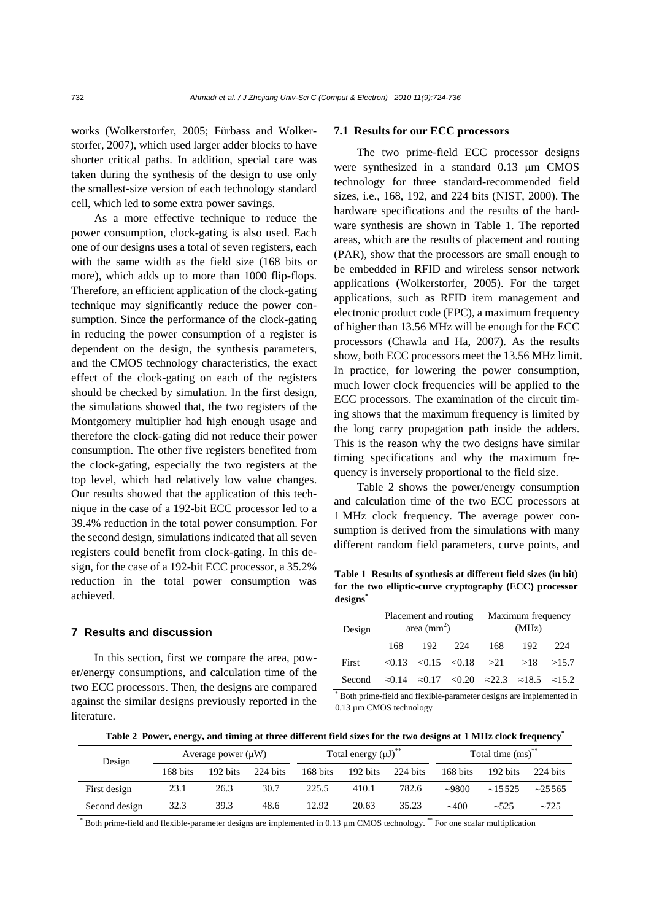works (Wolkerstorfer, 2005; Fürbass and Wolkerstorfer, 2007), which used larger adder blocks to have shorter critical paths. In addition, special care was taken during the synthesis of the design to use only the smallest-size version of each technology standard cell, which led to some extra power savings.

As a more effective technique to reduce the power consumption, clock-gating is also used. Each one of our designs uses a total of seven registers, each with the same width as the field size (168 bits or more), which adds up to more than 1000 flip-flops. Therefore, an efficient application of the clock-gating technique may significantly reduce the power consumption. Since the performance of the clock-gating in reducing the power consumption of a register is dependent on the design, the synthesis parameters, and the CMOS technology characteristics, the exact effect of the clock-gating on each of the registers should be checked by simulation. In the first design, the simulations showed that, the two registers of the Montgomery multiplier had high enough usage and therefore the clock-gating did not reduce their power consumption. The other five registers benefited from the clock-gating, especially the two registers at the top level, which had relatively low value changes. Our results showed that the application of this technique in the case of a 192-bit ECC processor led to a 39.4% reduction in the total power consumption. For the second design, simulations indicated that all seven registers could benefit from clock-gating. In this design, for the case of a 192-bit ECC processor, a 35.2% reduction in the total power consumption was achieved.

## 7 Results and discussion

In this section, first we compare the area, power/energy consumptions, and calculation time of the two ECC processors. Then, the designs are compared against the similar designs previously reported in the literature.

### 7.1 Results for our ECC processors

The two prime-field ECC processor designs were synthesized in a standard 0.13 μm CMOS technology for three standard-recommended field sizes, i.e., 168, 192, and 224 bits (NIST, 2000). The hardware specifications and the results of the hardware synthesis are shown in Table 1. The reported areas, which are the results of placement and routing (PAR), show that the processors are small enough to be embedded in RFID and wireless sensor network applications (Wolkerstorfer, 2005). For the target applications, such as RFID item management and electronic product code (EPC), a maximum frequency of higher than 13.56 MHz will be enough for the ECC processors (Chawla and Ha, 2007). As the results show, both ECC processors meet the 13.56 MHz limit. In practice, for lowering the power consumption, much lower clock frequencies will be applied to the ECC processors. The examination of the circuit timing shows that the maximum frequency is limited by the long carry propagation path inside the adders. This is the reason why the two designs have similar timing specifications and why the maximum frequency is inversely proportional to the field size.

Table 2 shows the power/energy consumption and calculation time of the two ECC processors at 1 MHz clock frequency. The average power consumption is derived from the simulations with many different random field parameters, curve points, and

**Table 1 Results of synthesis at different field sizes (in bit) for the two elliptic-curve cryptography (ECC) processor designs***

| Design | Placement and routing area (mm$^2$) | | | Maximum frequency (MHz) | | |
|---|---|---|---|---|---|---|
| | 168 | 192 | 224 | 168 | 192 | 224 |
| First | <0.13 | <0.15 | <0.18 | >21 | >18 | >15.7 |
| Second | ≈0.14 | ≈0.17 | <0.20 | ≈22.3 | ≈18.5 | ≈15.2 |

\* Both prime-field and flexible-parameter designs are implemented in 0.13 μm CMOS technology

**Table 2 Power, energy, and timing at three different field sizes for the two designs at 1 MHz clock frequency***

| Design | Average power (μW) | | | Total energy (μJ)** | | | Total time (ms)** | | |
|---|---|---|---|---|---|---|---|---|---|
| | 168 bits | 192 bits | 224 bits | 168 bits | 192 bits | 224 bits | 168 bits | 192 bits | 224 bits |
| First design | 23.1 | 26.3 | 30.7 | 225.5 | 410.1 | 782.6 | ~9800 | ~15525 | ~25565 |
| Second design | 32.3 | 39.3 | 48.6 | 12.92 | 20.63 | 35.23 | ~400 | ~525 | ~725 |

\* Both prime-field and flexible-parameter designs are implemented in 0.13 μm CMOS technology. ** For one scalar multiplication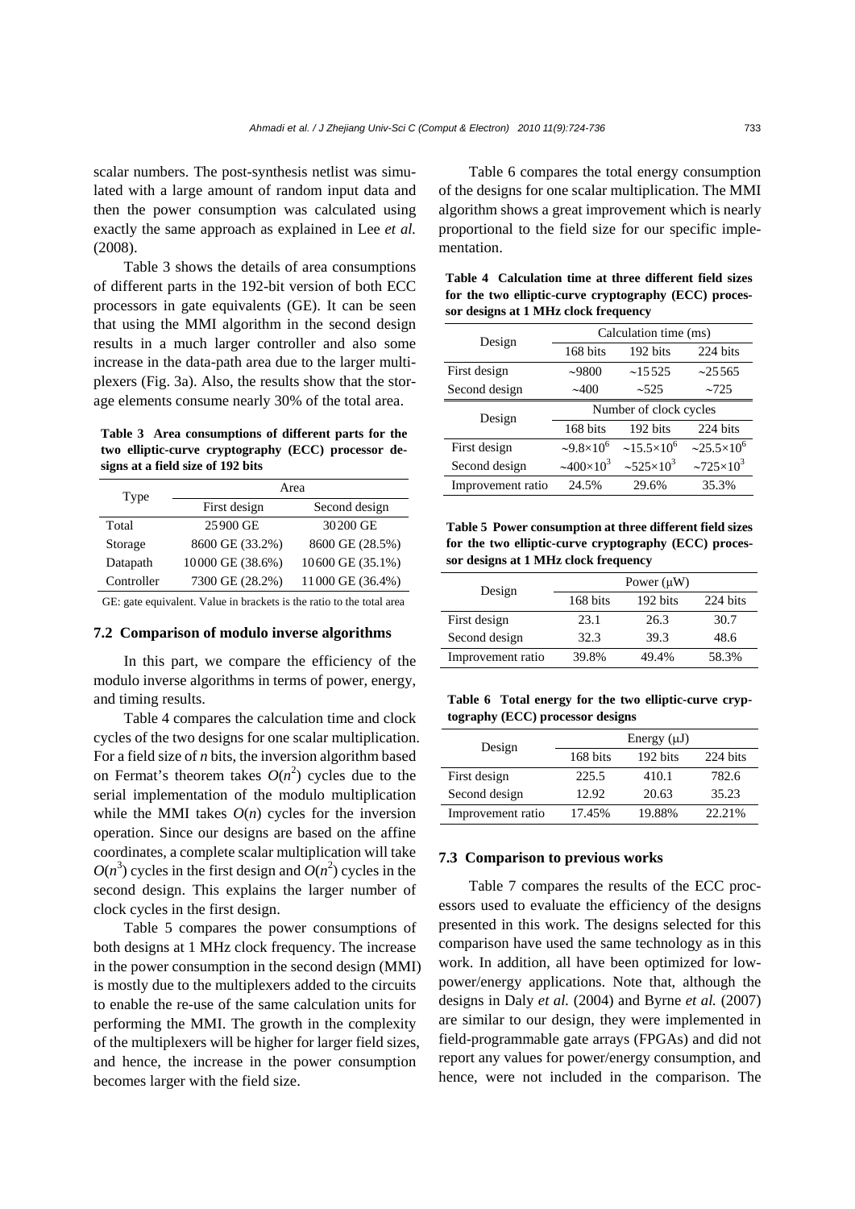scalar numbers. The post-synthesis netlist was simulated with a large amount of random input data and then the power consumption was calculated using exactly the same approach as explained in Lee *et al.* (2008).

Table 3 shows the details of area consumptions of different parts in the 192-bit version of both ECC processors in gate equivalents (GE). It can be seen that using the MMI algorithm in the second design results in a much larger controller and also some increase in the data-path area due to the larger multiplexers (Fig. 3a). Also, the results show that the storage elements consume nearly 30% of the total area.

**Table 3 Area consumptions of different parts for the two elliptic-curve cryptography (ECC) processor designs at a field size of 192 bits**

| Type | Area | |
|---|---|---|
| | First design | Second design |
| Total | 25900 GE | 30200 GE |
| Storage | 8600 GE (33.2%) | 8600 GE (28.5%) |
| Datapath | 10000 GE (38.6%) | 10600 GE (35.1%) |
| Controller | 7300 GE (28.2%) | 11000 GE (36.4%) |

GE: gate equivalent. Value in brackets is the ratio to the total area

### 7.2 Comparison of modulo inverse algorithms

In this part, we compare the efficiency of the modulo inverse algorithms in terms of power, energy, and timing results.

Table 4 compares the calculation time and clock cycles of the two designs for one scalar multiplication. For a field size of *n* bits, the inversion algorithm based on Fermat's theorem takes $O(n^2)$ cycles due to the serial implementation of the modulo multiplication while the MMI takes $O(n)$ cycles for the inversion operation. Since our designs are based on the affine coordinates, a complete scalar multiplication will take $O(n^3)$ cycles in the first design and $O(n^2)$ cycles in the second design. This explains the larger number of clock cycles in the first design.

Table 5 compares the power consumptions of both designs at 1 MHz clock frequency. The increase in the power consumption in the second design (MMI) is mostly due to the multiplexers added to the circuits to enable the re-use of the same calculation units for performing the MMI. The growth in the complexity of the multiplexers will be higher for larger field sizes, and hence, the increase in the power consumption becomes larger with the field size.

Table 6 compares the total energy consumption of the designs for one scalar multiplication. The MMI algorithm shows a great improvement which is nearly proportional to the field size for our specific implementation.

**Table 4 Calculation time at three different field sizes for the two elliptic-curve cryptography (ECC) processor designs at 1 MHz clock frequency**

| Design | Calculation time (ms) | | |
|---|---|---|---|
| | 168 bits | 192 bits | 224 bits |
| First design | ~9800 | ~15525 | ~25565 |
| Second design | ~400 | ~525 | ~725 |
| Design | Number of clock cycles | | |
| | 168 bits | 192 bits | 224 bits |
| First design | $\sim 9.8\times10^6$ | $\sim 15.5\times10^6$ | $\sim 25.5\times10^6$ |
| Second design | $\sim 400\times10^3$ | $\sim 525\times10^3$ | $\sim 725\times10^3$ |
| Improvement ratio | 24.5% | 29.6% | 35.3% |

**Table 5 Power consumption at three different field sizes for the two elliptic-curve cryptography (ECC) processor designs at 1 MHz clock frequency**

| Design | Power (μW) | | |
|---|---|---|---|
| | 168 bits | 192 bits | 224 bits |
| First design | 23.1 | 26.3 | 30.7 |
| Second design | 32.3 | 39.3 | 48.6 |
| Improvement ratio | 39.8% | 49.4% | 58.3% |

**Table 6 Total energy for the two elliptic-curve cryptography (ECC) processor designs**

| Design | Energy (μJ) | | |
|---|---|---|---|
| | 168 bits | 192 bits | 224 bits |
| First design | 225.5 | 410.1 | 782.6 |
| Second design | 12.92 | 20.63 | 35.23 |
| Improvement ratio | 17.45% | 19.88% | 22.21% |

### 7.3 Comparison to previous works

Table 7 compares the results of the ECC processors used to evaluate the efficiency of the designs presented in this work. The designs selected for this comparison have used the same technology as in this work. In addition, all have been optimized for low-power/energy applications. Note that, although the designs in Daly *et al.* (2004) and Byrne *et al.* (2007) are similar to our design, they were implemented in field-programmable gate arrays (FPGAs) and did not report any values for power/energy consumption, and hence, were not included in the comparison. The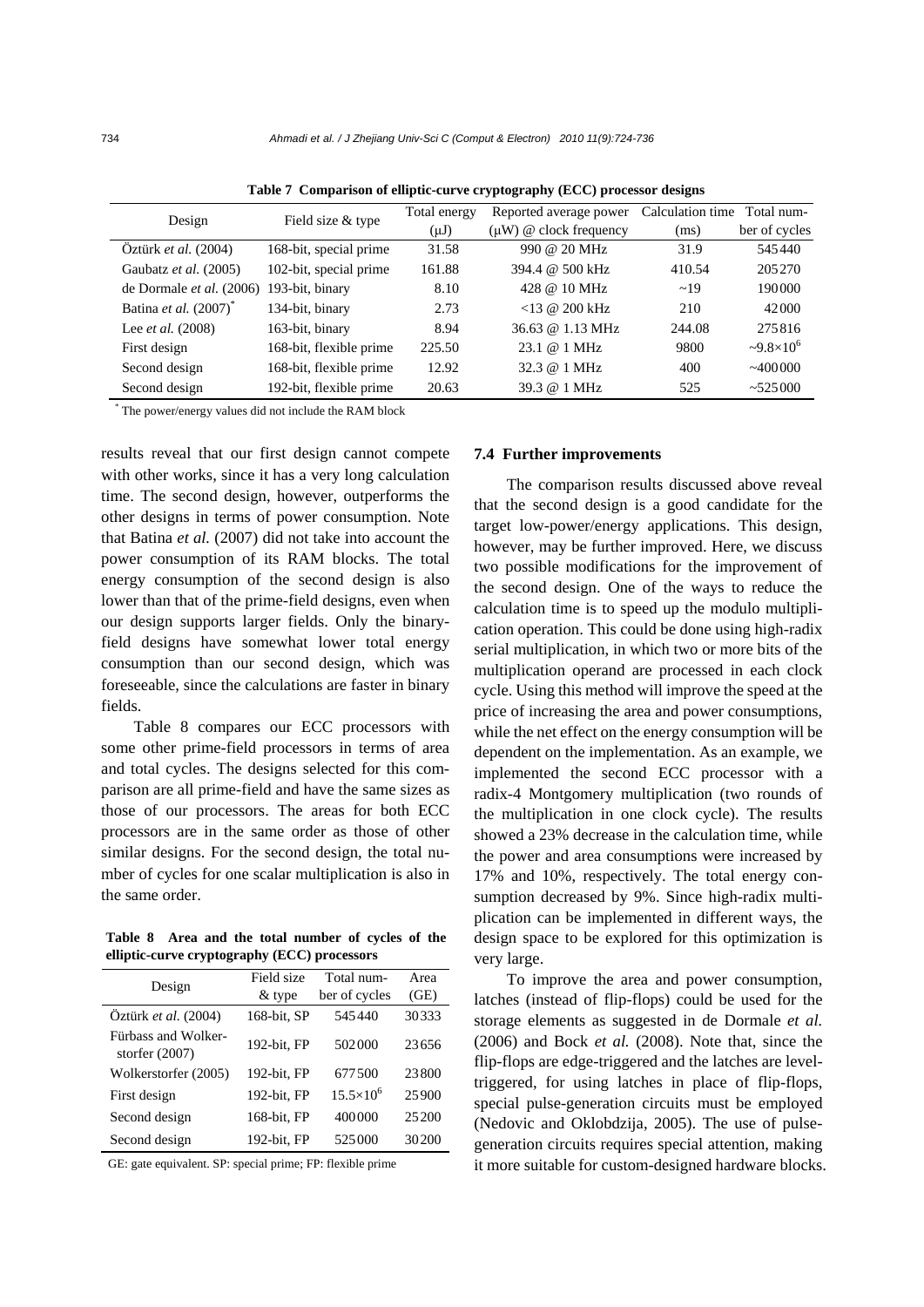**Table 7 Comparison of elliptic-curve cryptography (ECC) processor designs**

| Design | Field size & type | Total energy (μJ) | Reported average power (μW) @ clock frequency | Calculation time (ms) | Total number of cycles |
|---|---|---|---|---|---|
| Öztürk *et al.* (2004) | 168-bit, special prime | 31.58 | 990 @ 20 MHz | 31.9 | 545440 |
| Gaubatz *et al.* (2005) | 102-bit, special prime | 161.88 | 394.4 @ 500 kHz | 410.54 | 205270 |
| de Dormale *et al.* (2006) | 193-bit, binary | 8.10 | 428 @ 10 MHz | ~19 | 190000 |
| Batina *et al.* (2007)* | 134-bit, binary | 2.73 | <13 @ 200 kHz | 210 | 42000 |
| Lee *et al.* (2008) | 163-bit, binary | 8.94 | 36.63 @ 1.13 MHz | 244.08 | 275816 |
| First design | 168-bit, flexible prime | 225.50 | 23.1 @ 1 MHz | 9800 | $\sim 9.8\times10^6$ |
| Second design | 168-bit, flexible prime | 12.92 | 32.3 @ 1 MHz | 400 | ~400000 |
| Second design | 192-bit, flexible prime | 20.63 | 39.3 @ 1 MHz | 525 | ~525000 |

\* The power/energy values did not include the RAM block

results reveal that our first design cannot compete with other works, since it has a very long calculation time. The second design, however, outperforms the other designs in terms of power consumption. Note that Batina *et al.* (2007) did not take into account the power consumption of its RAM blocks. The total energy consumption of the second design is also lower than that of the prime-field designs, even when our design supports larger fields. Only the binary-field designs have somewhat lower total energy consumption than our second design, which was foreseeable, since the calculations are faster in binary fields.

Table 8 compares our ECC processors with some other prime-field processors in terms of area and total cycles. The designs selected for this comparison are all prime-field and have the same sizes as those of our processors. The areas for both ECC processors are in the same order as those of other similar designs. For the second design, the total number of cycles for one scalar multiplication is also in the same order.

**Table 8 Area and the total number of cycles of the elliptic-curve cryptography (ECC) processors**

| Design | Field size & type | Total number of cycles | Area (GE) |
|---|---|---|---|
| Öztürk *et al.* (2004) | 168-bit, SP | 545440 | 30333 |
| Fürbass and Wolkerstorfer (2007) | 192-bit, FP | 502000 | 23656 |
| Wolkerstorfer (2005) | 192-bit, FP | 677500 | 23800 |
| First design | 192-bit, FP | $15.5\times10^6$ | 25900 |
| Second design | 168-bit, FP | 400000 | 25200 |
| Second design | 192-bit, FP | 525000 | 30200 |

GE: gate equivalent. SP: special prime; FP: flexible prime

### 7.4 Further improvements

The comparison results discussed above reveal that the second design is a good candidate for the target low-power/energy applications. This design, however, may be further improved. Here, we discuss two possible modifications for the improvement of the second design. One of the ways to reduce the calculation time is to speed up the modulo multiplication operation. This could be done using high-radix serial multiplication, in which two or more bits of the multiplication operand are processed in each clock cycle. Using this method will improve the speed at the price of increasing the area and power consumptions, while the net effect on the energy consumption will be dependent on the implementation. As an example, we implemented the second ECC processor with a radix-4 Montgomery multiplication (two rounds of the multiplication in one clock cycle). The results showed a 23% decrease in the calculation time, while the power and area consumptions were increased by 17% and 10%, respectively. The total energy consumption decreased by 9%. Since high-radix multiplication can be implemented in different ways, the design space to be explored for this optimization is very large.

To improve the area and power consumption, latches (instead of flip-flops) could be used for the storage elements as suggested in de Dormale *et al.* (2006) and Bock *et al.* (2008). Note that, since the flip-flops are edge-triggered and the latches are level-triggered, for using latches in place of flip-flops, special pulse-generation circuits must be employed (Nedovic and Oklobdzija, 2005). The use of pulse-generation circuits requires special attention, making it more suitable for custom-designed hardware blocks.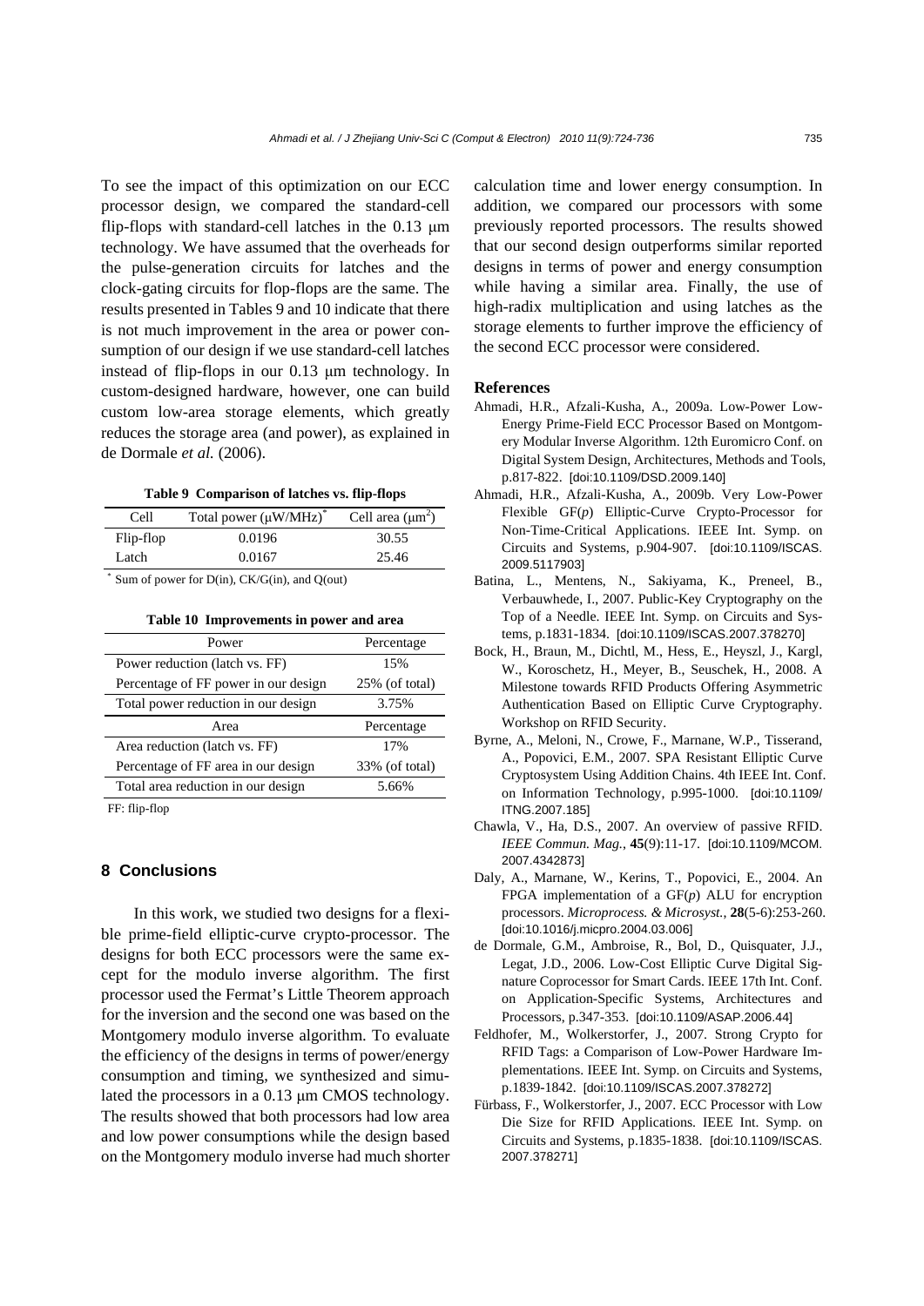To see the impact of this optimization on our ECC processor design, we compared the standard-cell flip-flops with standard-cell latches in the 0.13 μm technology. We have assumed that the overheads for the pulse-generation circuits for latches and the clock-gating circuits for flop-flops are the same. The results presented in Tables 9 and 10 indicate that there is not much improvement in the area or power consumption of our design if we use standard-cell latches instead of flip-flops in our 0.13 μm technology. In custom-designed hardware, however, one can build custom low-area storage elements, which greatly reduces the storage area (and power), as explained in de Dormale *et al.* (2006).

**Table 9 Comparison of latches vs. flip-flops**

| Cell | Total power (μW/MHz)* | Cell area ($\mu m^2$) |
|---|---|---|
| Flip-flop | 0.0196 | 30.55 |
| Latch | 0.0167 | 25.46 |

\* Sum of power for D(in), CK/G(in), and Q(out)

**Table 10 Improvements in power and area**

| Power | Percentage |
|---|---|
| Power reduction (latch vs. FF) | 15% |
| Percentage of FF power in our design | 25% (of total) |
| Total power reduction in our design | 3.75% |
| **Area** | **Percentage** |
| Area reduction (latch vs. FF) | 17% |
| Percentage of FF area in our design | 33% (of total) |
| Total area reduction in our design | 5.66% |

FF: flip-flop

## 8 Conclusions

In this work, we studied two designs for a flexible prime-field elliptic-curve crypto-processor. The designs for both ECC processors were the same except for the modulo inverse algorithm. The first processor used the Fermat's Little Theorem approach for the inversion and the second one was based on the Montgomery modulo inverse algorithm. To evaluate the efficiency of the designs in terms of power/energy consumption and timing, we synthesized and simulated the processors in a 0.13 μm CMOS technology. The results showed that both processors had low area and low power consumptions while the design based on the Montgomery modulo inverse had much shorter calculation time and lower energy consumption. In addition, we compared our processors with some previously reported processors. The results showed that our second design outperforms similar reported designs in terms of power and energy consumption while having a similar area. Finally, the use of high-radix multiplication and using latches as the storage elements to further improve the efficiency of the second ECC processor were considered.

## References

Ahmadi, H.R., Afzali-Kusha, A., 2009a. Low-Power Low-Energy Prime-Field ECC Processor Based on Montgomery Modular Inverse Algorithm. 12th Euromicro Conf. on Digital System Design, Architectures, Methods and Tools, p.817-822. [doi:10.1109/DSD.2009.140]

Ahmadi, H.R., Afzali-Kusha, A., 2009b. Very Low-Power Flexible GF(*p*) Elliptic-Curve Crypto-Processor for Non-Time-Critical Applications. IEEE Int. Symp. on Circuits and Systems, p.904-907. [doi:10.1109/ISCAS.2009.5117903]

Batina, L., Mentens, N., Sakiyama, K., Preneel, B., Verbauwhede, I., 2007. Public-Key Cryptography on the Top of a Needle. IEEE Int. Symp. on Circuits and Systems, p.1831-1834. [doi:10.1109/ISCAS.2007.378270]

Bock, H., Braun, M., Dichtl, M., Hess, E., Heyszl, J., Kargl, W., Koroschetz, H., Meyer, B., Seuschek, H., 2008. A Milestone towards RFID Products Offering Asymmetric Authentication Based on Elliptic Curve Cryptography. Workshop on RFID Security.

Byrne, A., Meloni, N., Crowe, F., Marnane, W.P., Tisserand, A., Popovici, E.M., 2007. SPA Resistant Elliptic Curve Cryptosystem Using Addition Chains. 4th IEEE Int. Conf. on Information Technology, p.995-1000. [doi:10.1109/ITNG.2007.185]

Chawla, V., Ha, D.S., 2007. An overview of passive RFID. *IEEE Commun. Mag.*, **45**(9):11-17. [doi:10.1109/MCOM.2007.4342873]

Daly, A., Marnane, W., Kerins, T., Popovici, E., 2004. An FPGA implementation of a GF(*p*) ALU for encryption processors. *Microprocess. & Microsyst.*, **28**(5-6):253-260. [doi:10.1016/j.micpro.2004.03.006]

de Dormale, G.M., Ambroise, R., Bol, D., Quisquater, J.J., Legat, J.D., 2006. Low-Cost Elliptic Curve Digital Signature Coprocessor for Smart Cards. IEEE 17th Int. Conf. on Application-Specific Systems, Architectures and Processors, p.347-353. [doi:10.1109/ASAP.2006.44]

Feldhofer, M., Wolkerstorfer, J., 2007. Strong Crypto for RFID Tags: a Comparison of Low-Power Hardware Implementations. IEEE Int. Symp. on Circuits and Systems, p.1839-1842. [doi:10.1109/ISCAS.2007.378272]

Fürbass, F., Wolkerstorfer, J., 2007. ECC Processor with Low Die Size for RFID Applications. IEEE Int. Symp. on Circuits and Systems, p.1835-1838. [doi:10.1109/ISCAS.2007.378271]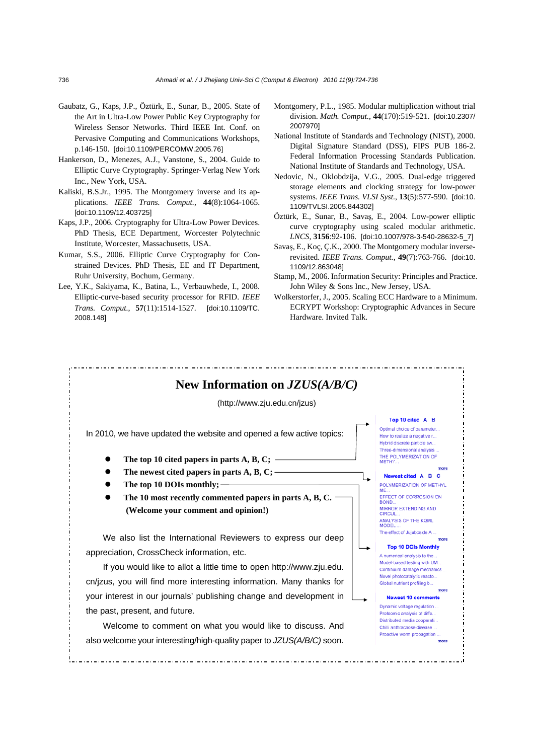Gaubatz, G., Kaps, J.P., Öztürk, E., Sunar, B., 2005. State of the Art in Ultra-Low Power Public Key Cryptography for Wireless Sensor Networks. Third IEEE Int. Conf. on Pervasive Computing and Communications Workshops, p.146-150. [doi:10.1109/PERCOMW.2005.76]

Hankerson, D., Menezes, A.J., Vanstone, S., 2004. Guide to Elliptic Curve Cryptography. Springer-Verlag New York Inc., New York, USA.

Kaliski, B.S.Jr., 1995. The Montgomery inverse and its applications. *IEEE Trans. Comput.*, **44**(8):1064-1065. [doi:10.1109/12.403725]

Kaps, J.P., 2006. Cryptography for Ultra-Low Power Devices. PhD Thesis, ECE Department, Worcester Polytechnic Institute, Worcester, Massachusetts, USA.

Kumar, S.S., 2006. Elliptic Curve Cryptography for Constrained Devices. PhD Thesis, EE and IT Department, Ruhr University, Bochum, Germany.

Lee, Y.K., Sakiyama, K., Batina, L., Verbauwhede, I., 2008. Elliptic-curve-based security processor for RFID. *IEEE Trans. Comput.*, **57**(11):1514-1527. [doi:10.1109/TC.2008.148]

Montgomery, P.L., 1985. Modular multiplication without trial division. *Math. Comput.*, **44**(170):519-521. [doi:10.2307/2007970]

National Institute of Standards and Technology (NIST), 2000. Digital Signature Standard (DSS), FIPS PUB 186-2. Federal Information Processing Standards Publication. National Institute of Standards and Technology, USA.

Nedovic, N., Oklobdzija, V.G., 2005. Dual-edge triggered storage elements and clocking strategy for low-power systems. *IEEE Trans. VLSI Syst.*, **13**(5):577-590. [doi:10.1109/TVLSI.2005.844302]

Öztürk, E., Sunar, B., Savaş, E., 2004. Low-power elliptic curve cryptography using scaled modular arithmetic. *LNCS*, **3156**:92-106. [doi:10.1007/978-3-540-28632-5_7]

Savaş, E., Koç, Ç.K., 2000. The Montgomery modular inverse-revisited. *IEEE Trans. Comput.*, **49**(7):763-766. [doi:10.1109/12.863048]

Stamp, M., 2006. Information Security: Principles and Practice. John Wiley & Sons Inc., New Jersey, USA.

Wolkerstorfer, J., 2005. Scaling ECC Hardware to a Minimum. ECRYPT Workshop: Cryptographic Advances in Secure Hardware. Invited Talk.

## New Information on *JZUS(A/B/C)*

(http://www.zju.edu.cn/jzus)

In 2010, we have updated the website and opened a few active topics:

- **The top 10 cited papers in parts A, B, C;**
- **The newest cited papers in parts A, B, C;**
- **The top 10 DOIs monthly;**
- **The 10 most recently commented papers in parts A, B, C. (Welcome your comment and opinion!)**

We also list the International Reviewers to express our deep appreciation, CrossCheck information, etc.

If you would like to allot a little time to open http://www.zju.edu.cn/jzus, you will find more interesting information. Many thanks for your interest in our journals' publishing change and development in the past, present, and future.

Welcome to comment on what you would like to discuss. And also welcome your interesting/high-quality paper to *JZUS(A/B/C)* soon.

**Top 10 cited A B**
Optimal choice of parameter...
How to realize a negative r...
Hybrid discrete particle sw...
Three-dimensional analysis ...
THE POLYMERIZATION OF METHY...
more

**Newest cited A B C**
POLYMERIZATION OF METHYL ME...
EFFECT OF CORROSION ON BOND...
MIRROR EXTENDING AND CIRCUL...
ANALYSIS OF THE KOML MODEL ...
The effect of Jujuboside A ...
more

**Top 10 DOIs Monthly**
A numerical analysis to the...
Model-based testing with UM...
Continuum damage mechanics ...
Novel photocatalytic reacto...
Global nutrient profiling b...
more

**Newest 10 comments**
Dynamic voltage regulation ...
Proteomic analysis of diffe...
Distributed media cooperati...
Chilli anthracnose disease ...
Proactive worm propagation ...
more